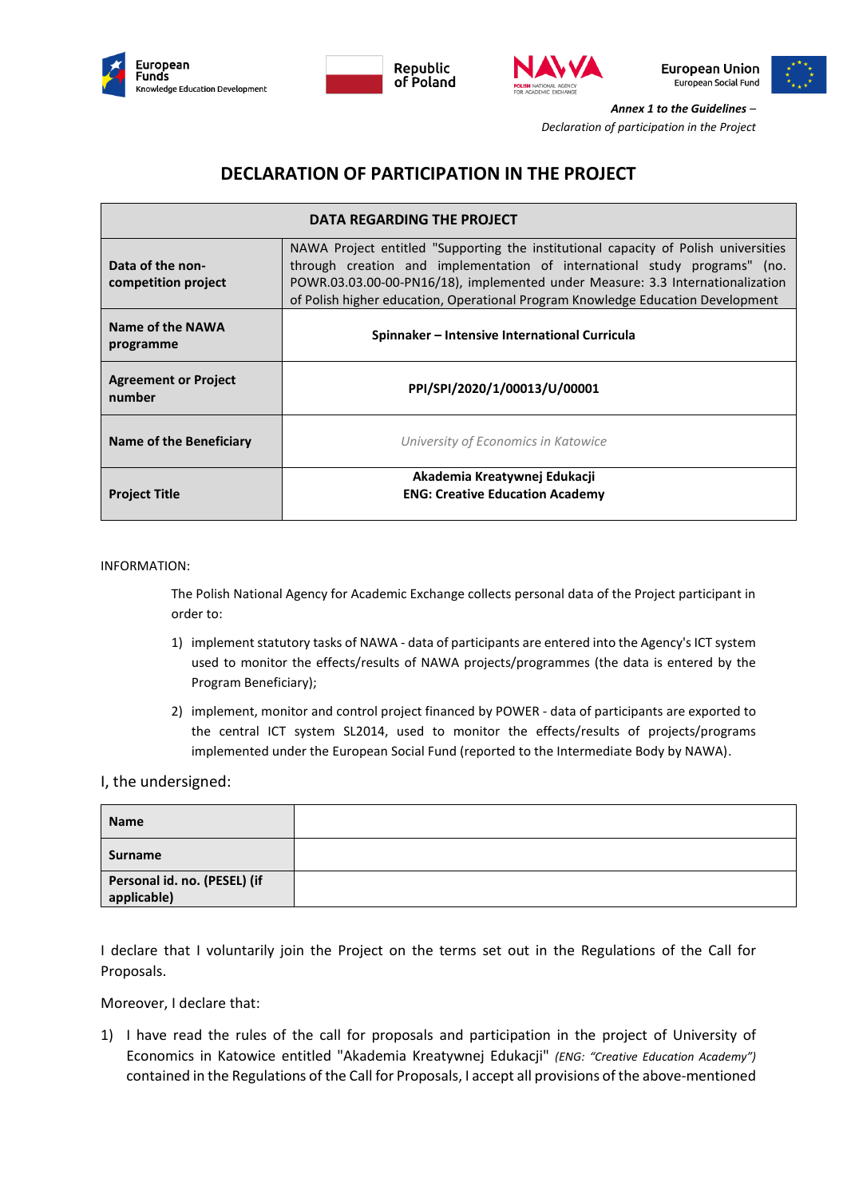*Annex 1 to the Guidelines – Declaration of participation in the Project*

# DECLARATION OF PARTICIPATION IN THE PROJECT

| DATA REGARDING THE PROJECT | |
|---|---|
| **Data of the non-competition project** | NAWA Project entitled "Supporting the institutional capacity of Polish universities through creation and implementation of international study programs" (no. POWR.03.03.00-00-PN16/18), implemented under Measure: 3.3 Internationalization of Polish higher education, Operational Program Knowledge Education Development |
| **Name of the NAWA programme** | **Spinnaker – Intensive International Curricula** |
| **Agreement or Project number** | **PPI/SPI/2020/1/00013/U/00001** |
| **Name of the Beneficiary** | *University of Economics in Katowice* |
| **Project Title** | **Akademia Kreatywnej Edukacji**<br>**ENG: Creative Education Academy** |

INFORMATION:

The Polish National Agency for Academic Exchange collects personal data of the Project participant in order to:

1) implement statutory tasks of NAWA - data of participants are entered into the Agency's ICT system used to monitor the effects/results of NAWA projects/programmes (the data is entered by the Program Beneficiary);
2) implement, monitor and control project financed by POWER - data of participants are exported to the central ICT system SL2014, used to monitor the effects/results of projects/programs implemented under the European Social Fund (reported to the Intermediate Body by NAWA).

I, the undersigned:

| | |
|---|---|
| **Name** | |
| **Surname** | |
| **Personal id. no. (PESEL) (if applicable)** | |

I declare that I voluntarily join the Project on the terms set out in the Regulations of the Call for Proposals.

Moreover, I declare that:

1) I have read the rules of the call for proposals and participation in the project of University of Economics in Katowice entitled "Akademia Kreatywnej Edukacji" *(ENG: "Creative Education Academy")* contained in the Regulations of the Call for Proposals, I accept all provisions of the above-mentioned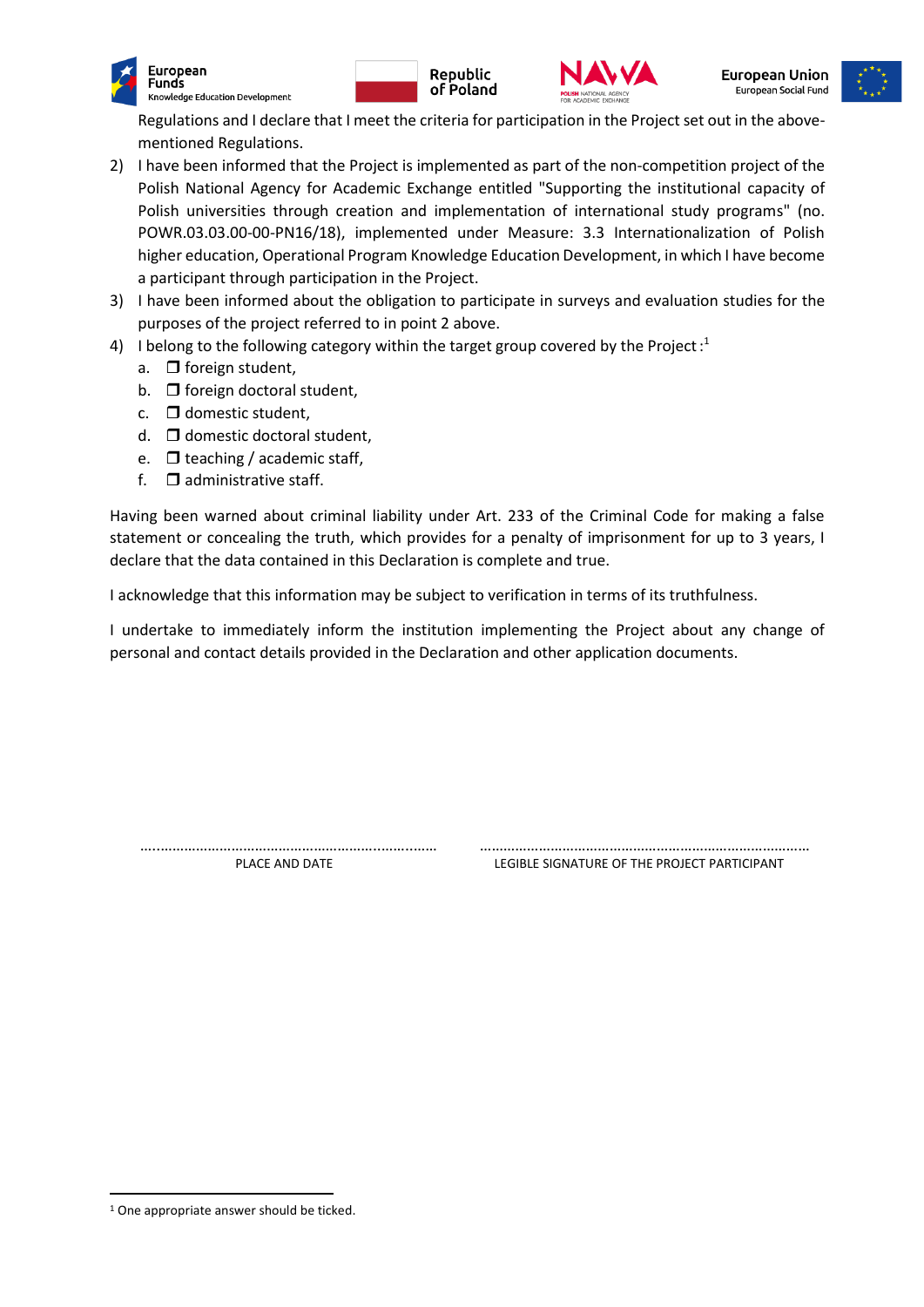Regulations and I declare that I meet the criteria for participation in the Project set out in the above-mentioned Regulations.

2) I have been informed that the Project is implemented as part of the non-competition project of the Polish National Agency for Academic Exchange entitled "Supporting the institutional capacity of Polish universities through creation and implementation of international study programs" (no. POWR.03.03.00-00-PN16/18), implemented under Measure: 3.3 Internationalization of Polish higher education, Operational Program Knowledge Education Development, in which I have become a participant through participation in the Project.
3) I have been informed about the obligation to participate in surveys and evaluation studies for the purposes of the project referred to in point 2 above.
4) I belong to the following category within the target group covered by the Project :[1]
   a. ❒ foreign student,
   b. ❒ foreign doctoral student,
   c. ❒ domestic student,
   d. ❒ domestic doctoral student,
   e. ❒ teaching / academic staff,
   f. ❒ administrative staff.

Having been warned about criminal liability under Art. 233 of the Criminal Code for making a false statement or concealing the truth, which provides for a penalty of imprisonment for up to 3 years, I declare that the data contained in this Declaration is complete and true.

I acknowledge that this information may be subject to verification in terms of its truthfulness.

I undertake to immediately inform the institution implementing the Project about any change of personal and contact details provided in the Declaration and other application documents.

……………………………………………………………… ………………………………………………………………

PLACE AND DATE LEGIBLE SIGNATURE OF THE PROJECT PARTICIPANT

[1] One appropriate answer should be ticked.